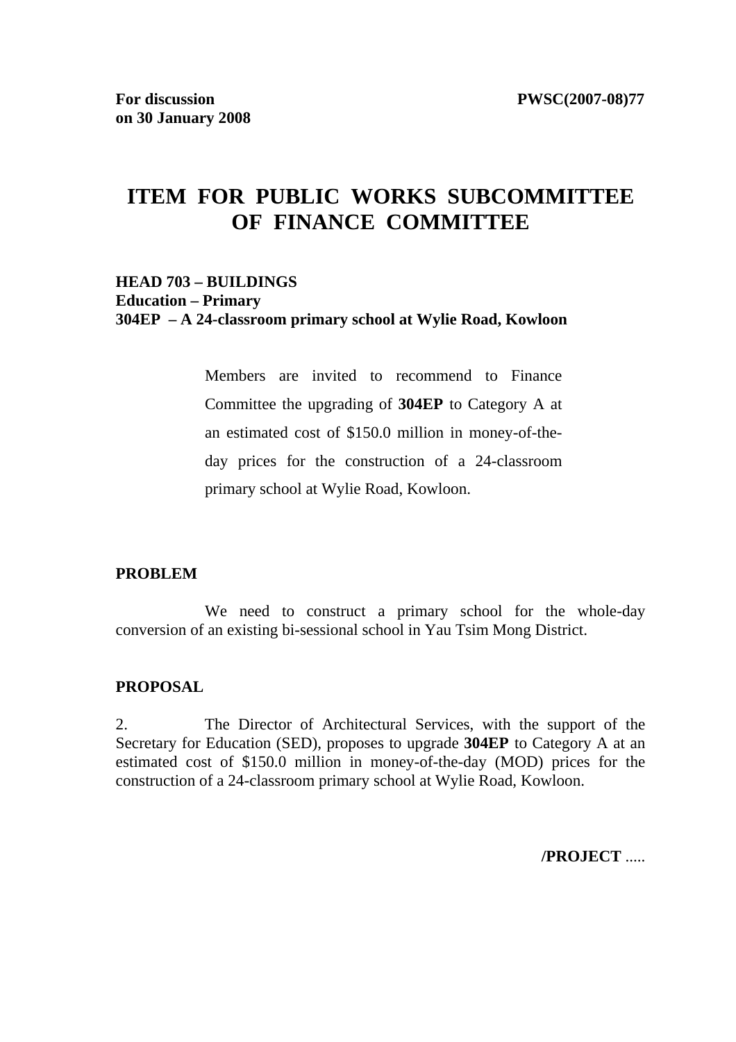**For discussion on 30 January 2008** **PWSC(2007-08)77**

# ITEM FOR PUBLIC WORKS SUBCOMMITTEE OF FINANCE COMMITTEE

**HEAD 703 – BUILDINGS**
**Education – Primary**
**304EP – A 24-classroom primary school at Wylie Road, Kowloon**

Members are invited to recommend to Finance Committee the upgrading of **304EP** to Category A at an estimated cost of $150.0 million in money-of-the-day prices for the construction of a 24-classroom primary school at Wylie Road, Kowloon.

**PROBLEM**

We need to construct a primary school for the whole-day conversion of an existing bi-sessional school in Yau Tsim Mong District.

**PROPOSAL**

2. The Director of Architectural Services, with the support of the Secretary for Education (SED), proposes to upgrade **304EP** to Category A at an estimated cost of $150.0 million in money-of-the-day (MOD) prices for the construction of a 24-classroom primary school at Wylie Road, Kowloon.

**/PROJECT** .....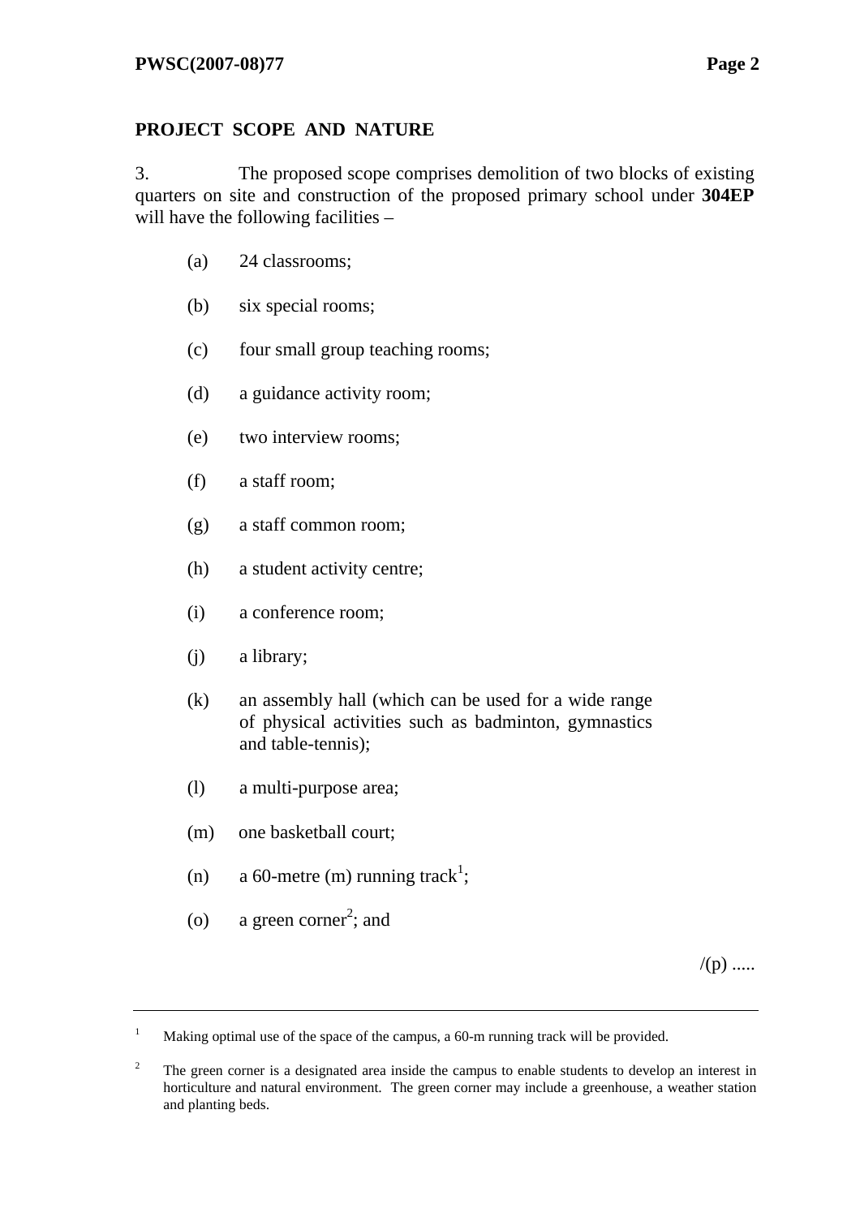## PROJECT SCOPE AND NATURE

3. The proposed scope comprises demolition of two blocks of existing quarters on site and construction of the proposed primary school under **304EP** will have the following facilities –

(a) 24 classrooms;

(b) six special rooms;

(c) four small group teaching rooms;

(d) a guidance activity room;

(e) two interview rooms;

(f) a staff room;

(g) a staff common room;

(h) a student activity centre;

(i) a conference room;

(j) a library;

(k) an assembly hall (which can be used for a wide range of physical activities such as badminton, gymnastics and table-tennis);

(l) a multi-purpose area;

(m) one basketball court;

(n) a 60-metre (m) running track[1];

(o) a green corner[2]; and

/(p) .....

---

[1] Making optimal use of the space of the campus, a 60-m running track will be provided.

[2] The green corner is a designated area inside the campus to enable students to develop an interest in horticulture and natural environment. The green corner may include a greenhouse, a weather station and planting beds.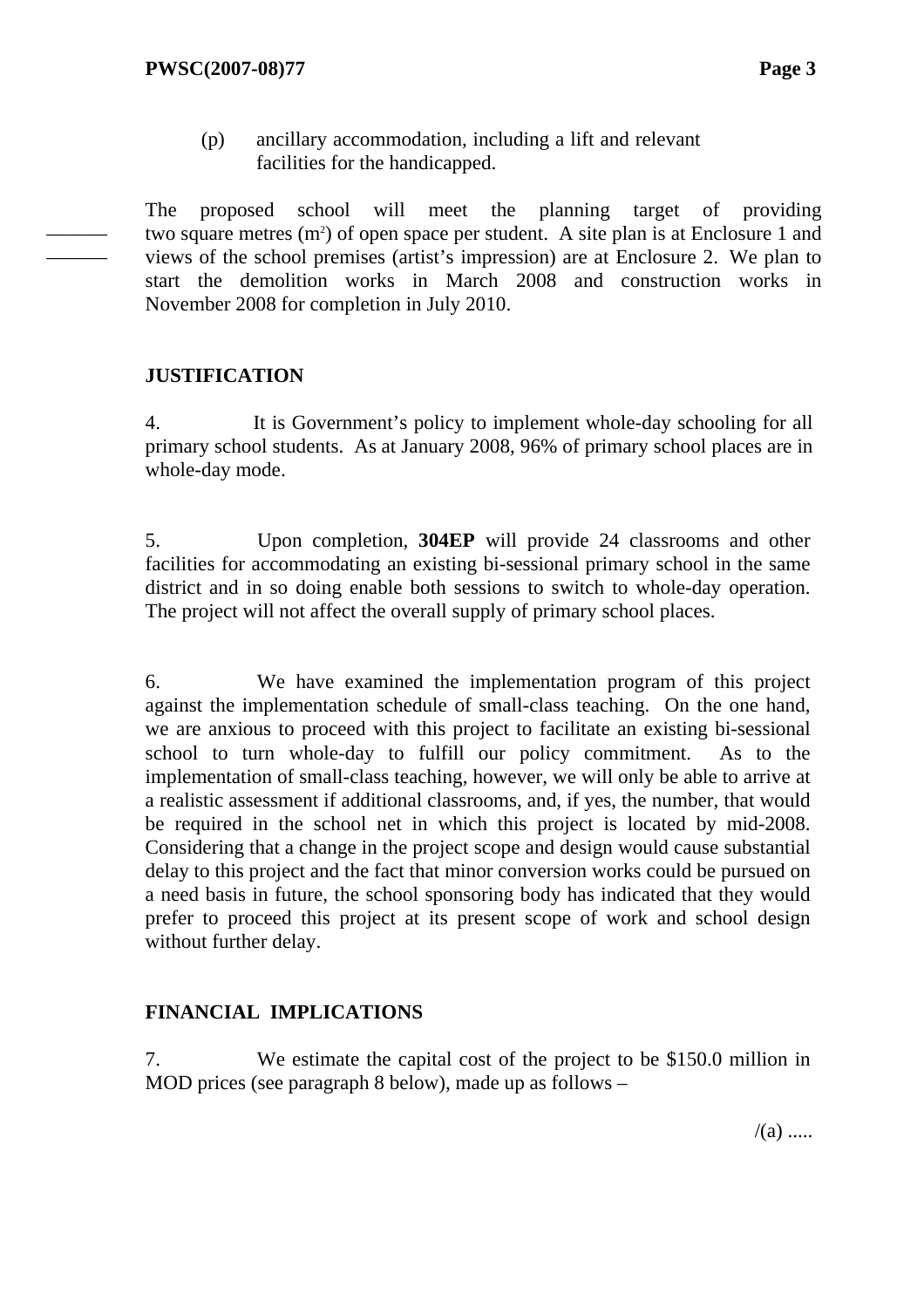(p) ancillary accommodation, including a lift and relevant facilities for the handicapped.

The proposed school will meet the planning target of providing two square metres ($m^2$) of open space per student. A site plan is at Enclosure 1 and views of the school premises (artist's impression) are at Enclosure 2. We plan to start the demolition works in March 2008 and construction works in November 2008 for completion in July 2010.

## JUSTIFICATION

4. It is Government's policy to implement whole-day schooling for all primary school students. As at January 2008, 96% of primary school places are in whole-day mode.

5. Upon completion, **304EP** will provide 24 classrooms and other facilities for accommodating an existing bi-sessional primary school in the same district and in so doing enable both sessions to switch to whole-day operation. The project will not affect the overall supply of primary school places.

6. We have examined the implementation program of this project against the implementation schedule of small-class teaching. On the one hand, we are anxious to proceed with this project to facilitate an existing bi-sessional school to turn whole-day to fulfill our policy commitment. As to the implementation of small-class teaching, however, we will only be able to arrive at a realistic assessment if additional classrooms, and, if yes, the number, that would be required in the school net in which this project is located by mid-2008. Considering that a change in the project scope and design would cause substantial delay to this project and the fact that minor conversion works could be pursued on a need basis in future, the school sponsoring body has indicated that they would prefer to proceed this project at its present scope of work and school design without further delay.

## FINANCIAL IMPLICATIONS

7. We estimate the capital cost of the project to be $150.0 million in MOD prices (see paragraph 8 below), made up as follows –

/(a) .....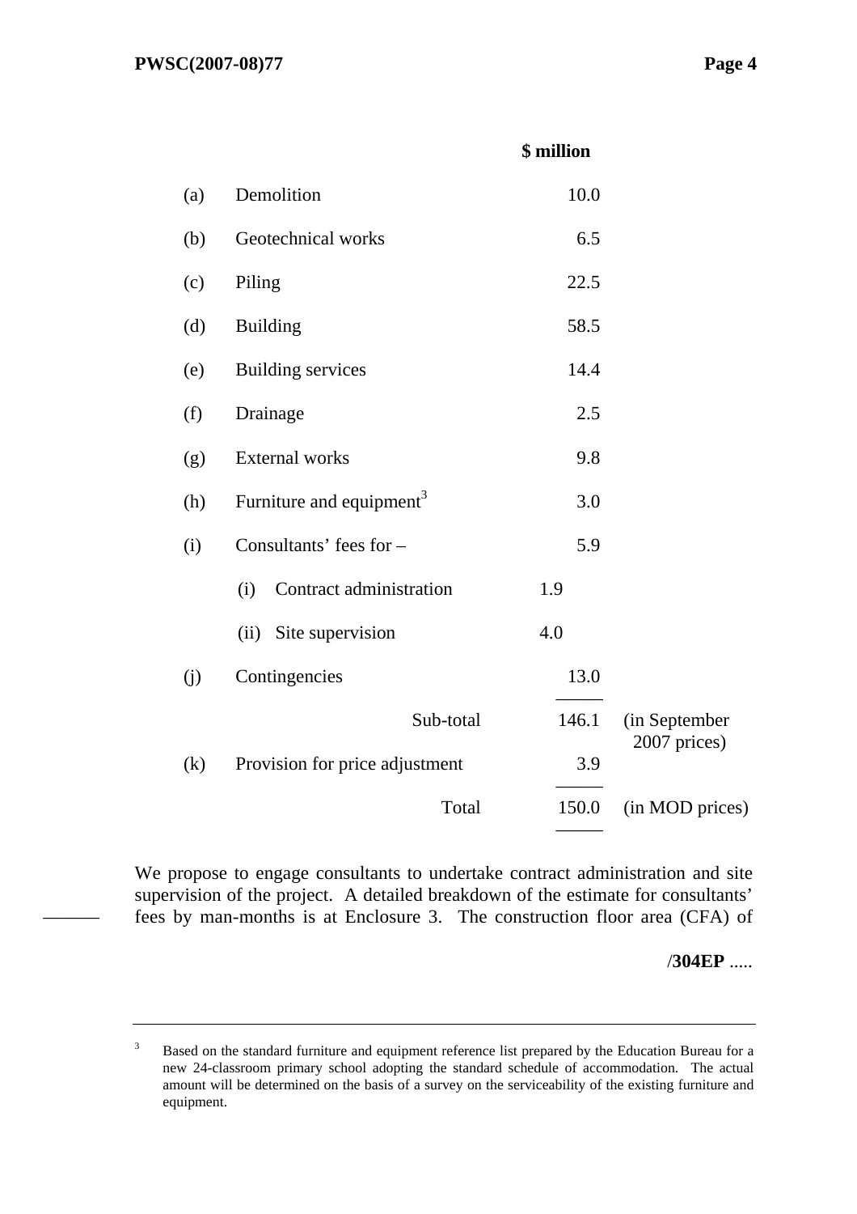| | | | $ million | |
|---|---|---|---|---|
| (a) | Demolition | | 10.0 | |
| (b) | Geotechnical works | | 6.5 | |
| (c) | Piling | | 22.5 | |
| (d) | Building | | 58.5 | |
| (e) | Building services | | 14.4 | |
| (f) | Drainage | | 2.5 | |
| (g) | External works | | 9.8 | |
| (h) | Furniture and equipment[3] | | 3.0 | |
| (i) | Consultants' fees for – | | 5.9 | |
| | (i) Contract administration | 1.9 | | |
| | (ii) Site supervision | 4.0 | | |
| (j) | Contingencies | | 13.0 | |
| | Sub-total | | 146.1 | (in September 2007 prices) |
| (k) | Provision for price adjustment | | 3.9 | |
| | Total | | 150.0 | (in MOD prices) |

We propose to engage consultants to undertake contract administration and site supervision of the project. A detailed breakdown of the estimate for consultants' fees by man-months is at Enclosure 3. The construction floor area (CFA) of

/304EP .....

[3] Based on the standard furniture and equipment reference list prepared by the Education Bureau for a new 24-classroom primary school adopting the standard schedule of accommodation. The actual amount will be determined on the basis of a survey on the serviceability of the existing furniture and equipment.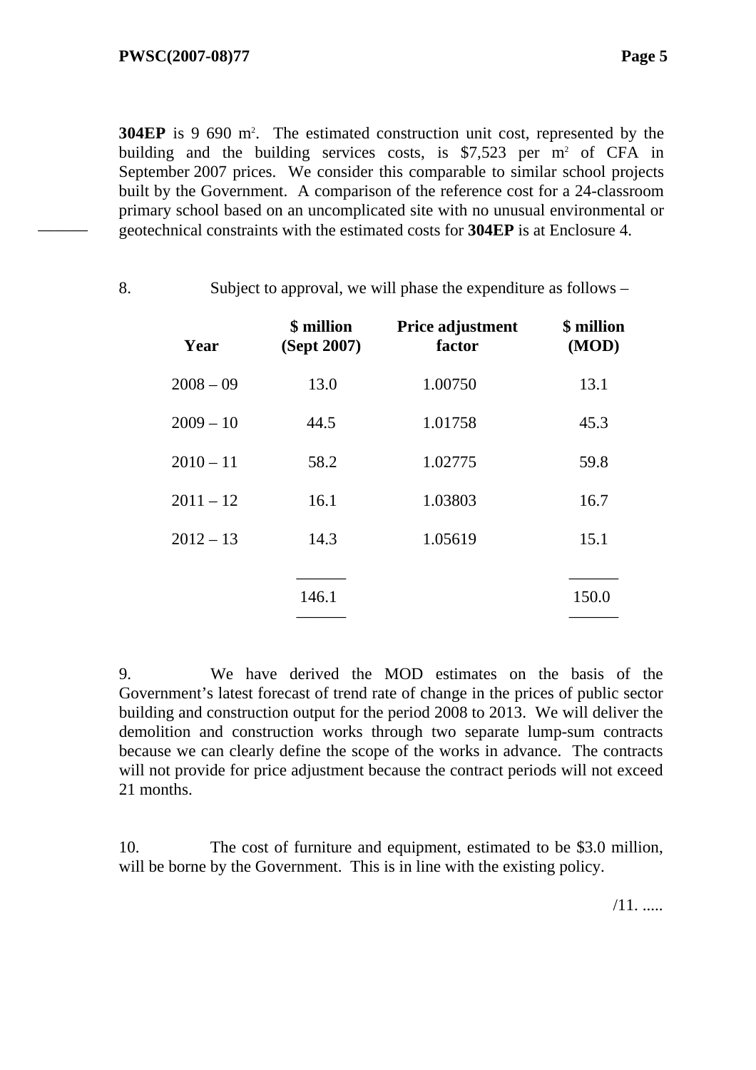**304EP** is 9 690 $m^2$. The estimated construction unit cost, represented by the building and the building services costs, is $7,523 per $m^2$ of CFA in September 2007 prices. We consider this comparable to similar school projects built by the Government. A comparison of the reference cost for a 24-classroom primary school based on an uncomplicated site with no unusual environmental or geotechnical constraints with the estimated costs for **304EP** is at Enclosure 4.

8. Subject to approval, we will phase the expenditure as follows –

| Year | $ million (Sept 2007) | Price adjustment factor | $ million (MOD) |
|---|---|---|---|
| 2008 – 09 | 13.0 | 1.00750 | 13.1 |
| 2009 – 10 | 44.5 | 1.01758 | 45.3 |
| 2010 – 11 | 58.2 | 1.02775 | 59.8 |
| 2011 – 12 | 16.1 | 1.03803 | 16.7 |
| 2012 – 13 | 14.3 | 1.05619 | 15.1 |
| | 146.1 | | 150.0 |

9. We have derived the MOD estimates on the basis of the Government's latest forecast of trend rate of change in the prices of public sector building and construction output for the period 2008 to 2013. We will deliver the demolition and construction works through two separate lump-sum contracts because we can clearly define the scope of the works in advance. The contracts will not provide for price adjustment because the contract periods will not exceed 21 months.

10. The cost of furniture and equipment, estimated to be $3.0 million, will be borne by the Government. This is in line with the existing policy.

/11. .....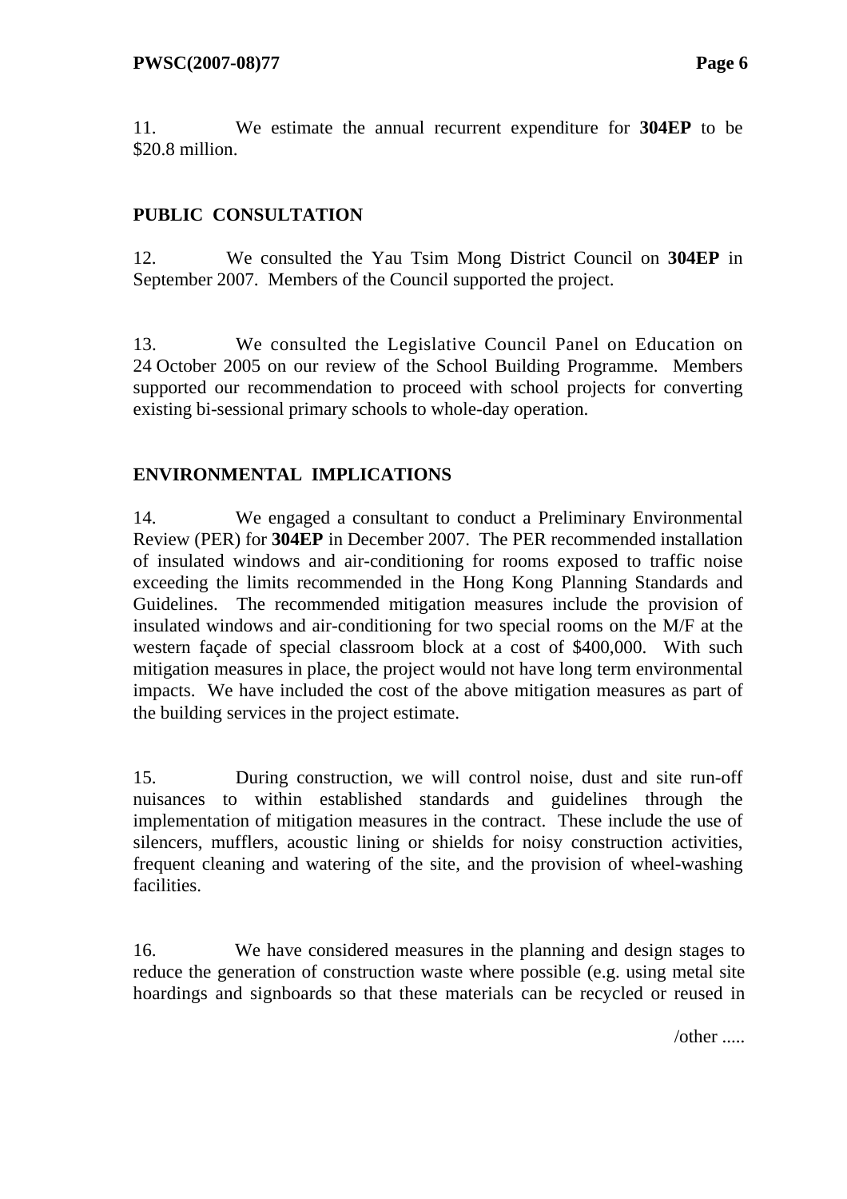11. We estimate the annual recurrent expenditure for **304EP** to be $20.8 million.

## PUBLIC CONSULTATION

12. We consulted the Yau Tsim Mong District Council on **304EP** in September 2007. Members of the Council supported the project.

13. We consulted the Legislative Council Panel on Education on 24 October 2005 on our review of the School Building Programme. Members supported our recommendation to proceed with school projects for converting existing bi-sessional primary schools to whole-day operation.

## ENVIRONMENTAL IMPLICATIONS

14. We engaged a consultant to conduct a Preliminary Environmental Review (PER) for **304EP** in December 2007. The PER recommended installation of insulated windows and air-conditioning for rooms exposed to traffic noise exceeding the limits recommended in the Hong Kong Planning Standards and Guidelines. The recommended mitigation measures include the provision of insulated windows and air-conditioning for two special rooms on the M/F at the western façade of special classroom block at a cost of $400,000. With such mitigation measures in place, the project would not have long term environmental impacts. We have included the cost of the above mitigation measures as part of the building services in the project estimate.

15. During construction, we will control noise, dust and site run-off nuisances to within established standards and guidelines through the implementation of mitigation measures in the contract. These include the use of silencers, mufflers, acoustic lining or shields for noisy construction activities, frequent cleaning and watering of the site, and the provision of wheel-washing facilities.

16. We have considered measures in the planning and design stages to reduce the generation of construction waste where possible (e.g. using metal site hoardings and signboards so that these materials can be recycled or reused in

/other .....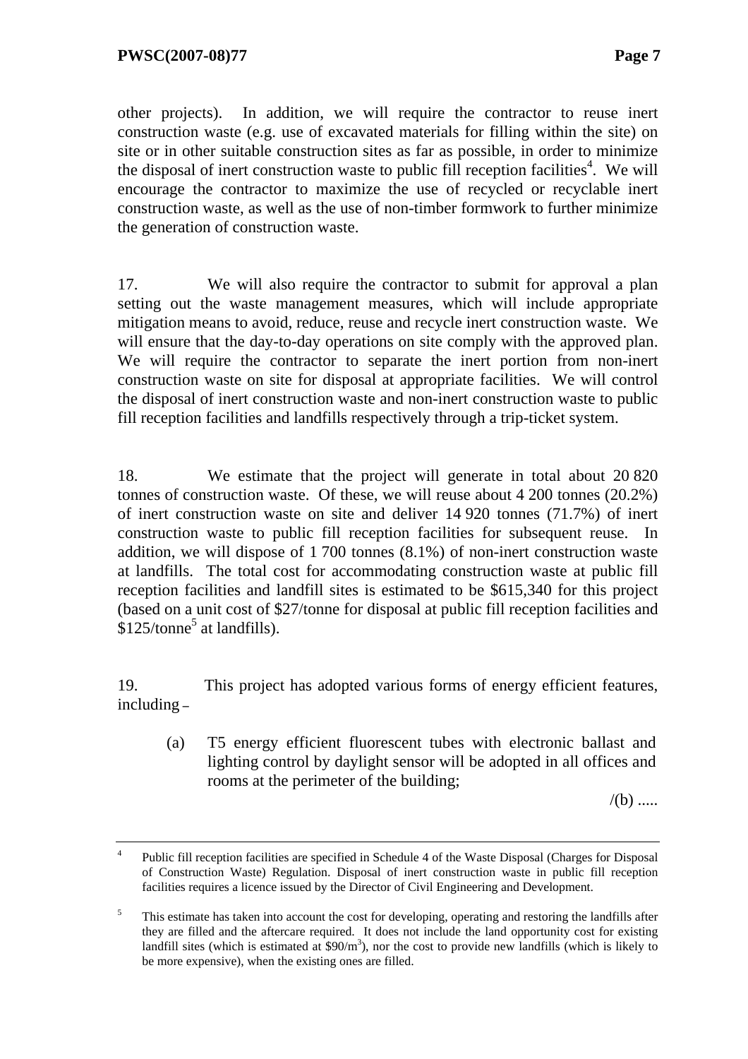other projects). In addition, we will require the contractor to reuse inert construction waste (e.g. use of excavated materials for filling within the site) on site or in other suitable construction sites as far as possible, in order to minimize the disposal of inert construction waste to public fill reception facilities[4]. We will encourage the contractor to maximize the use of recycled or recyclable inert construction waste, as well as the use of non-timber formwork to further minimize the generation of construction waste.

17. We will also require the contractor to submit for approval a plan setting out the waste management measures, which will include appropriate mitigation means to avoid, reduce, reuse and recycle inert construction waste. We will ensure that the day-to-day operations on site comply with the approved plan. We will require the contractor to separate the inert portion from non-inert construction waste on site for disposal at appropriate facilities. We will control the disposal of inert construction waste and non-inert construction waste to public fill reception facilities and landfills respectively through a trip-ticket system.

18. We estimate that the project will generate in total about 20 820 tonnes of construction waste. Of these, we will reuse about 4 200 tonnes (20.2%) of inert construction waste on site and deliver 14 920 tonnes (71.7%) of inert construction waste to public fill reception facilities for subsequent reuse. In addition, we will dispose of 1 700 tonnes (8.1%) of non-inert construction waste at landfills. The total cost for accommodating construction waste at public fill reception facilities and landfill sites is estimated to be $615,340 for this project (based on a unit cost of $27/tonne for disposal at public fill reception facilities and $125/tonne[5] at landfills).

19. This project has adopted various forms of energy efficient features, including –

(a) T5 energy efficient fluorescent tubes with electronic ballast and lighting control by daylight sensor will be adopted in all offices and rooms at the perimeter of the building;

/(b) .....

---

[4] Public fill reception facilities are specified in Schedule 4 of the Waste Disposal (Charges for Disposal of Construction Waste) Regulation. Disposal of inert construction waste in public fill reception facilities requires a licence issued by the Director of Civil Engineering and Development.

[5] This estimate has taken into account the cost for developing, operating and restoring the landfills after they are filled and the aftercare required. It does not include the land opportunity cost for existing landfill sites (which is estimated at $90/m$^3$), nor the cost to provide new landfills (which is likely to be more expensive), when the existing ones are filled.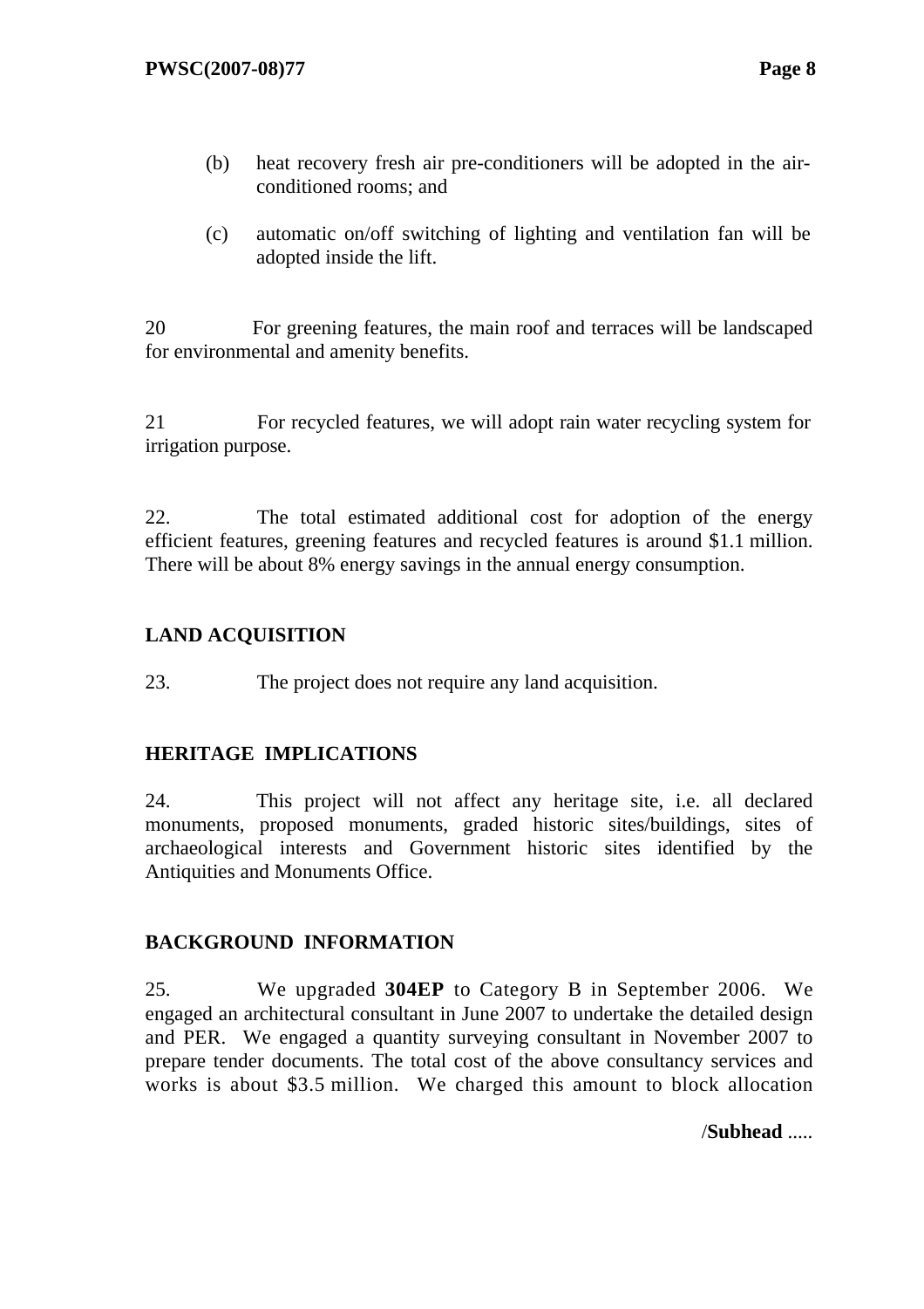(b) heat recovery fresh air pre-conditioners will be adopted in the air-conditioned rooms; and

(c) automatic on/off switching of lighting and ventilation fan will be adopted inside the lift.

20 For greening features, the main roof and terraces will be landscaped for environmental and amenity benefits.

21 For recycled features, we will adopt rain water recycling system for irrigation purpose.

22. The total estimated additional cost for adoption of the energy efficient features, greening features and recycled features is around $1.1 million. There will be about 8% energy savings in the annual energy consumption.

**LAND ACQUISITION**

23. The project does not require any land acquisition.

**HERITAGE IMPLICATIONS**

24. This project will not affect any heritage site, i.e. all declared monuments, proposed monuments, graded historic sites/buildings, sites of archaeological interests and Government historic sites identified by the Antiquities and Monuments Office.

**BACKGROUND INFORMATION**

25. We upgraded **304EP** to Category B in September 2006. We engaged an architectural consultant in June 2007 to undertake the detailed design and PER. We engaged a quantity surveying consultant in November 2007 to prepare tender documents. The total cost of the above consultancy services and works is about $3.5 million. We charged this amount to block allocation

/**Subhead** .....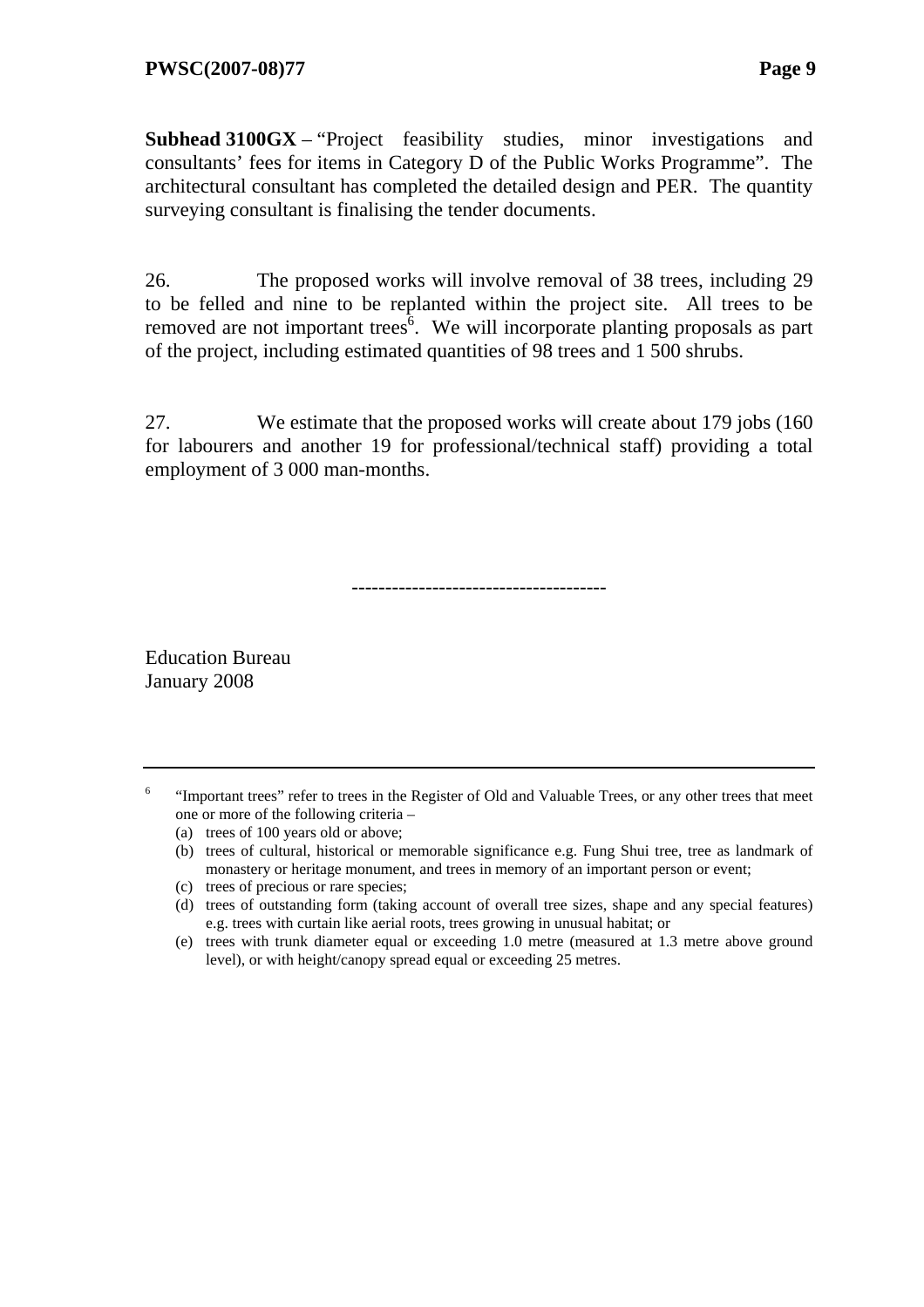**Subhead 3100GX** – "Project feasibility studies, minor investigations and consultants' fees for items in Category D of the Public Works Programme". The architectural consultant has completed the detailed design and PER. The quantity surveying consultant is finalising the tender documents.

26. The proposed works will involve removal of 38 trees, including 29 to be felled and nine to be replanted within the project site. All trees to be removed are not important trees[6]. We will incorporate planting proposals as part of the project, including estimated quantities of 98 trees and 1 500 shrubs.

27. We estimate that the proposed works will create about 179 jobs (160 for labourers and another 19 for professional/technical staff) providing a total employment of 3 000 man-months.

--------------------------------------

Education Bureau
January 2008

---

[6] "Important trees" refer to trees in the Register of Old and Valuable Trees, or any other trees that meet one or more of the following criteria –

(a) trees of 100 years old or above;
(b) trees of cultural, historical or memorable significance e.g. Fung Shui tree, tree as landmark of monastery or heritage monument, and trees in memory of an important person or event;
(c) trees of precious or rare species;
(d) trees of outstanding form (taking account of overall tree sizes, shape and any special features) e.g. trees with curtain like aerial roots, trees growing in unusual habitat; or
(e) trees with trunk diameter equal or exceeding 1.0 metre (measured at 1.3 metre above ground level), or with height/canopy spread equal or exceeding 25 metres.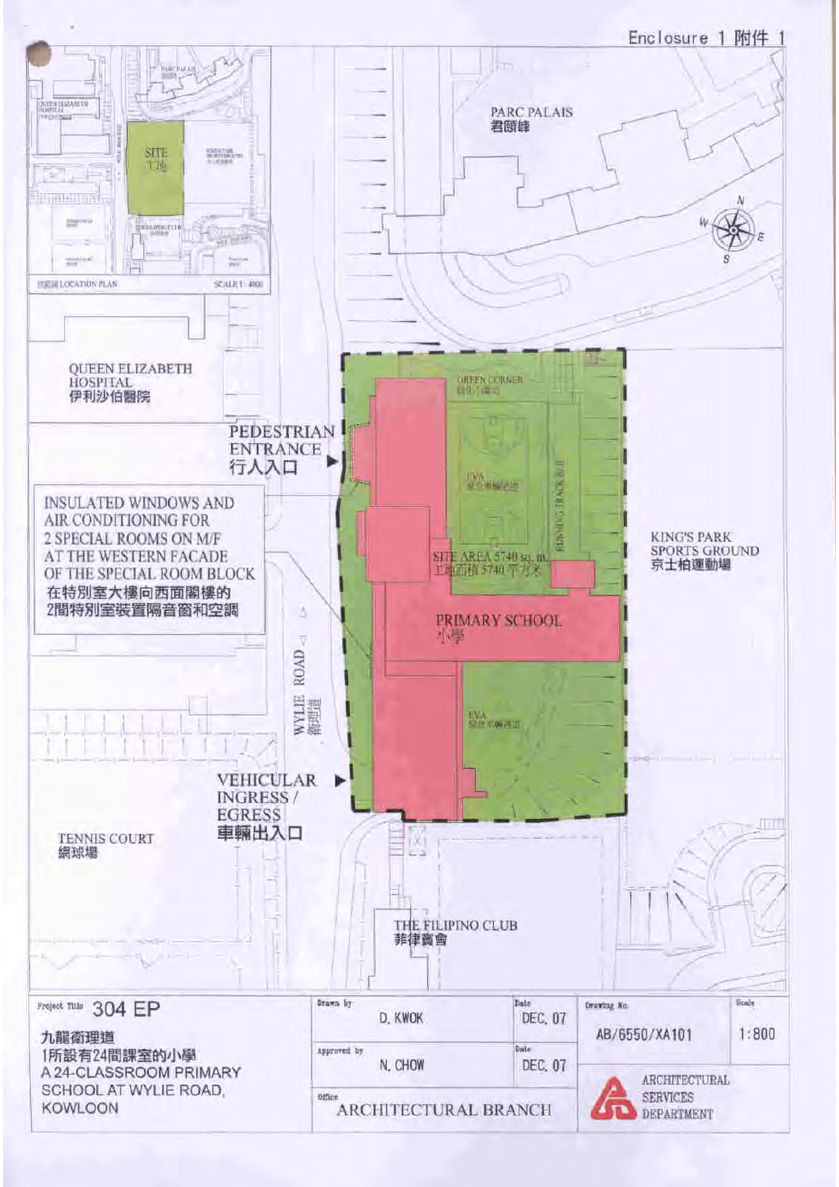Enclosure 1 附件 1

PARC PALAIS
君頤峰

QUEEN ELIZABETH HOSPITAL
伊利沙伯醫院

PEDESTRIAN ENTRANCE
行人入口

INSULATED WINDOWS AND AIR CONDITIONING FOR 2 SPECIAL ROOMS ON M/F AT THE WESTERN FACADE OF THE SPECIAL ROOM BLOCK
在特別室大樓向西面閣樓的2間特別室裝置隔音窗和空調

GREEN CORNER

EVA

RUNNING TRACK

SITE AREA 5740 sq. m.
工地面積 5740 平方米

PRIMARY SCHOOL
小學

EVA

KING'S PARK SPORTS GROUND
京士柏運動場

WYLIE ROAD
衛理道

VEHICULAR INGRESS / EGRESS
車輛出入口

TENNIS COURT
網球場

THE FILIPINO CLUB
菲律賓會

LOCATION PLAN SCALE 1:4000

SITE 工地

| Project Title | Drawn by | Date | Drawing No. | Scale |
|---|---|---|---|---|
| 304 EP<br>九龍衛理道1所設有24間課室的小學<br>A 24-CLASSROOM PRIMARY SCHOOL AT WYLIE ROAD, KOWLOON | D. KWOK | DEC. 07 | AB/6550/XA101 | 1:800 |
| | Approved by: N. CHOW | DEC. 07 | ARCHITECTURAL SERVICES DEPARTMENT | |
| | Office: ARCHITECTURAL BRANCH | | | |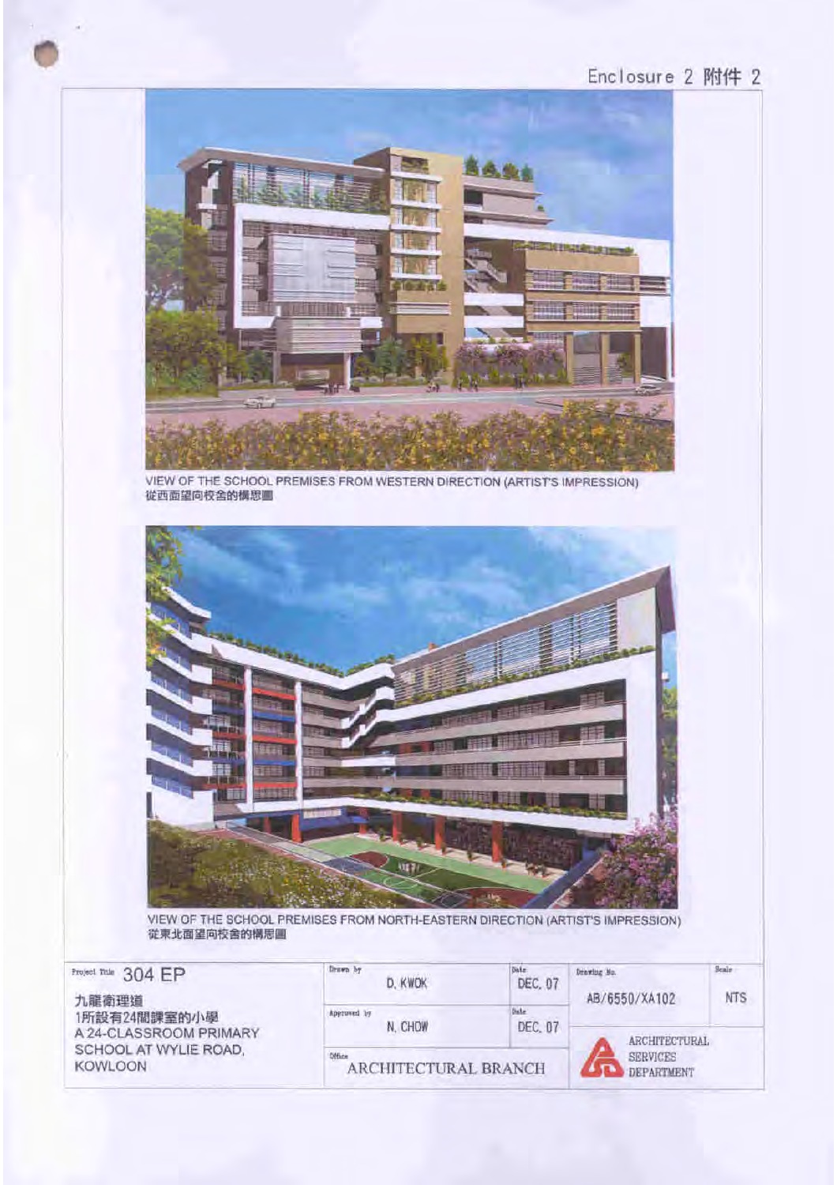Enclosure 2 附件 2

VIEW OF THE SCHOOL PREMISES FROM WESTERN DIRECTION (ARTIST'S IMPRESSION)
從西面望向校舍的構思圖

VIEW OF THE SCHOOL PREMISES FROM NORTH-EASTERN DIRECTION (ARTIST'S IMPRESSION)
從東北面望向校舍的構思圖

| Project Title 304 EP | Drawn by D. KWOK | Date DEC. 07 | Drawing No. AB/6550/XA102 | Scale NTS |
|---|---|---|---|---|
| 九龍衛理道<br>1所設有24間課室的小學<br>A 24-CLASSROOM PRIMARY SCHOOL AT WYLIE ROAD, KOWLOON | Approved by N. CHOW | Date DEC. 07 | ARCHITECTURAL SERVICES DEPARTMENT | |
| | Office ARCHITECTURAL BRANCH | | | |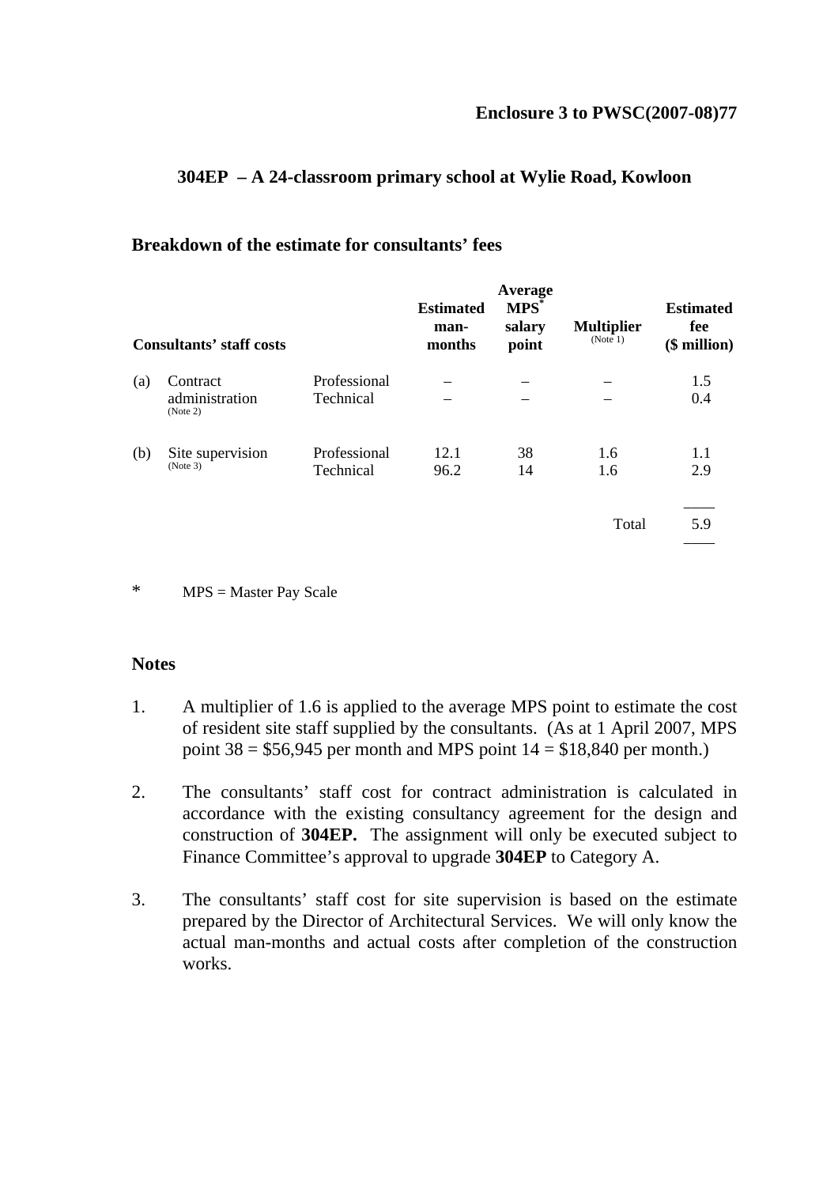**Enclosure 3 to PWSC(2007-08)77**

## 304EP – A 24-classroom primary school at Wylie Road, Kowloon

### Breakdown of the estimate for consultants' fees

| Consultants' staff costs | | | Estimated man-months | Average MPS* salary point | Multiplier (Note 1) | Estimated fee ($ million) |
|---|---|---|---|---|---|---|
| (a) | Contract administration (Note 2) | Professional | – | – | – | 1.5 |
| | | Technical | – | – | – | 0.4 |
| (b) | Site supervision (Note 3) | Professional | 12.1 | 38 | 1.6 | 1.1 |
| | | Technical | 96.2 | 14 | 1.6 | 2.9 |
| | | | | | Total | 5.9 |

\* MPS = Master Pay Scale

### Notes

1. A multiplier of 1.6 is applied to the average MPS point to estimate the cost of resident site staff supplied by the consultants. (As at 1 April 2007, MPS point 38 = $56,945 per month and MPS point 14 = $18,840 per month.)

2. The consultants' staff cost for contract administration is calculated in accordance with the existing consultancy agreement for the design and construction of **304EP.** The assignment will only be executed subject to Finance Committee's approval to upgrade **304EP** to Category A.

3. The consultants' staff cost for site supervision is based on the estimate prepared by the Director of Architectural Services. We will only know the actual man-months and actual costs after completion of the construction works.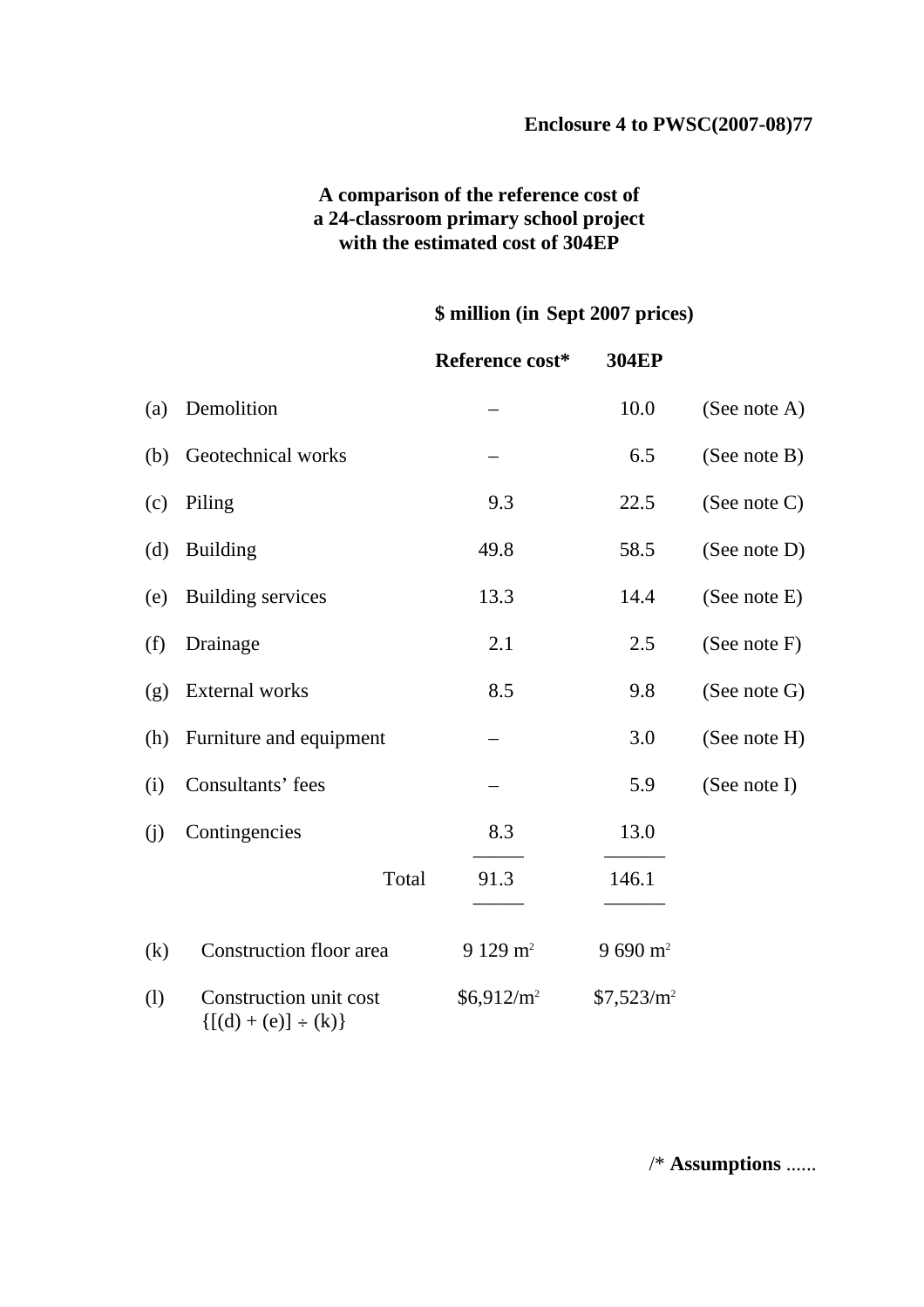**Enclosure 4 to PWSC(2007-08)77**

**A comparison of the reference cost of a 24-classroom primary school project with the estimated cost of 304EP**

| | | $ million (in Sept 2007 prices) | | |
|---|---|---|---|---|
| | | **Reference cost*** | **304EP** | |
| (a) | Demolition | – | 10.0 | (See note A) |
| (b) | Geotechnical works | – | 6.5 | (See note B) |
| (c) | Piling | 9.3 | 22.5 | (See note C) |
| (d) | Building | 49.8 | 58.5 | (See note D) |
| (e) | Building services | 13.3 | 14.4 | (See note E) |
| (f) | Drainage | 2.1 | 2.5 | (See note F) |
| (g) | External works | 8.5 | 9.8 | (See note G) |
| (h) | Furniture and equipment | – | 3.0 | (See note H) |
| (i) | Consultants' fees | – | 5.9 | (See note I) |
| (j) | Contingencies | 8.3 | 13.0 | |
| | Total | 91.3 | 146.1 | |
| (k) | Construction floor area | 9 129 $m^2$ | 9 690 $m^2$ | |
| (l) | Construction unit cost {[(d) + (e)] ÷ (k)} | $6,912/$m^2$ | $7,523/$m^2$ | |

/* **Assumptions** ......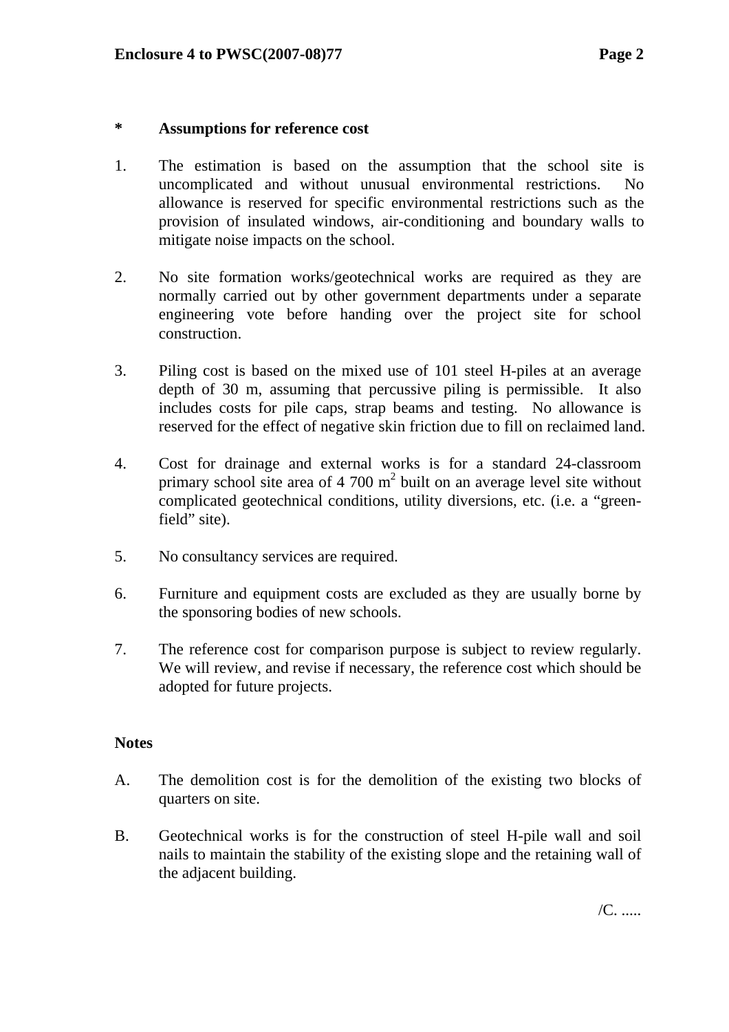**\*    Assumptions for reference cost**

1. The estimation is based on the assumption that the school site is uncomplicated and without unusual environmental restrictions. No allowance is reserved for specific environmental restrictions such as the provision of insulated windows, air-conditioning and boundary walls to mitigate noise impacts on the school.

2. No site formation works/geotechnical works are required as they are normally carried out by other government departments under a separate engineering vote before handing over the project site for school construction.

3. Piling cost is based on the mixed use of 101 steel H-piles at an average depth of 30 m, assuming that percussive piling is permissible. It also includes costs for pile caps, strap beams and testing. No allowance is reserved for the effect of negative skin friction due to fill on reclaimed land.

4. Cost for drainage and external works is for a standard 24-classroom primary school site area of 4 700 $m^2$ built on an average level site without complicated geotechnical conditions, utility diversions, etc. (i.e. a "green-field" site).

5. No consultancy services are required.

6. Furniture and equipment costs are excluded as they are usually borne by the sponsoring bodies of new schools.

7. The reference cost for comparison purpose is subject to review regularly. We will review, and revise if necessary, the reference cost which should be adopted for future projects.

**Notes**

A. The demolition cost is for the demolition of the existing two blocks of quarters on site.

B. Geotechnical works is for the construction of steel H-pile wall and soil nails to maintain the stability of the existing slope and the retaining wall of the adjacent building.

/C. .....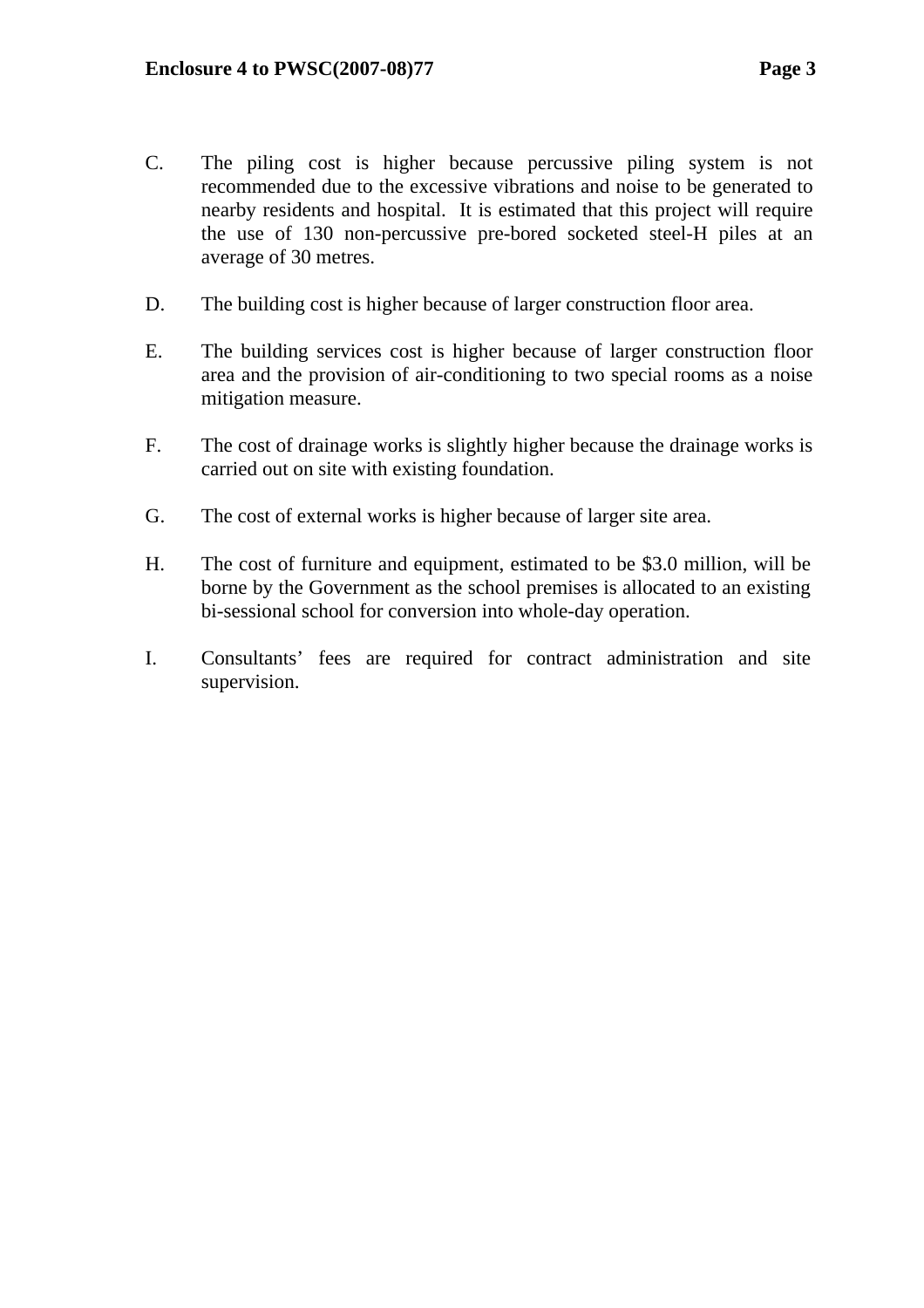C. The piling cost is higher because percussive piling system is not recommended due to the excessive vibrations and noise to be generated to nearby residents and hospital. It is estimated that this project will require the use of 130 non-percussive pre-bored socketed steel-H piles at an average of 30 metres.

D. The building cost is higher because of larger construction floor area.

E. The building services cost is higher because of larger construction floor area and the provision of air-conditioning to two special rooms as a noise mitigation measure.

F. The cost of drainage works is slightly higher because the drainage works is carried out on site with existing foundation.

G. The cost of external works is higher because of larger site area.

H. The cost of furniture and equipment, estimated to be $3.0 million, will be borne by the Government as the school premises is allocated to an existing bi-sessional school for conversion into whole-day operation.

I. Consultants' fees are required for contract administration and site supervision.